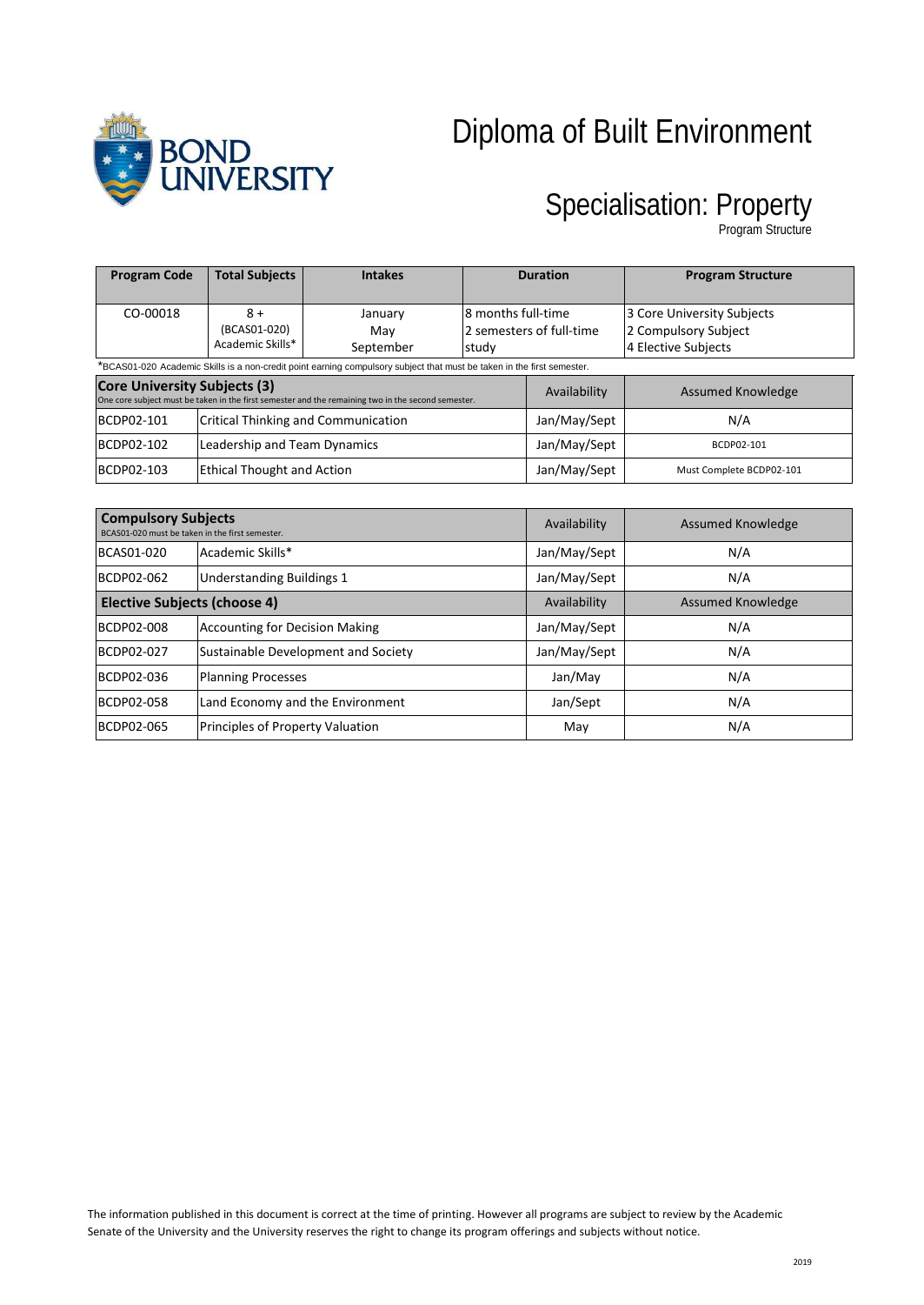# Diploma of Built Environment

## Specialisation: Property

Program Structure

| Program Code | Total Subjects | Intakes | Duration | Program Structure |
|---|---|---|---|---|
| CO-00018 | 8 + (BCAS01-020) Academic Skills* | January May September | 8 months full-time 2 semesters of full-time study | 3 Core University Subjects 2 Compulsory Subject 4 Elective Subjects |

*BCAS01-020 Academic Skills is a non-credit point earning compulsory subject that must be taken in the first semester.

| **Core University Subjects (3)** One core subject must be taken in the first semester and the remaining two in the second semester. | | Availability | Assumed Knowledge |
|---|---|---|---|
| BCDP02-101 | Critical Thinking and Communication | Jan/May/Sept | N/A |
| BCDP02-102 | Leadership and Team Dynamics | Jan/May/Sept | BCDP02-101 |
| BCDP02-103 | Ethical Thought and Action | Jan/May/Sept | Must Complete BCDP02-101 |

| **Compulsory Subjects** BCAS01-020 must be taken in the first semester. | | Availability | Assumed Knowledge |
|---|---|---|---|
| BCAS01-020 | Academic Skills* | Jan/May/Sept | N/A |
| BCDP02-062 | Understanding Buildings 1 | Jan/May/Sept | N/A |
| **Elective Subjects (choose 4)** | | Availability | Assumed Knowledge |
| BCDP02-008 | Accounting for Decision Making | Jan/May/Sept | N/A |
| BCDP02-027 | Sustainable Development and Society | Jan/May/Sept | N/A |
| BCDP02-036 | Planning Processes | Jan/May | N/A |
| BCDP02-058 | Land Economy and the Environment | Jan/Sept | N/A |
| BCDP02-065 | Principles of Property Valuation | May | N/A |

The information published in this document is correct at the time of printing. However all programs are subject to review by the Academic Senate of the University and the University reserves the right to change its program offerings and subjects without notice.

2019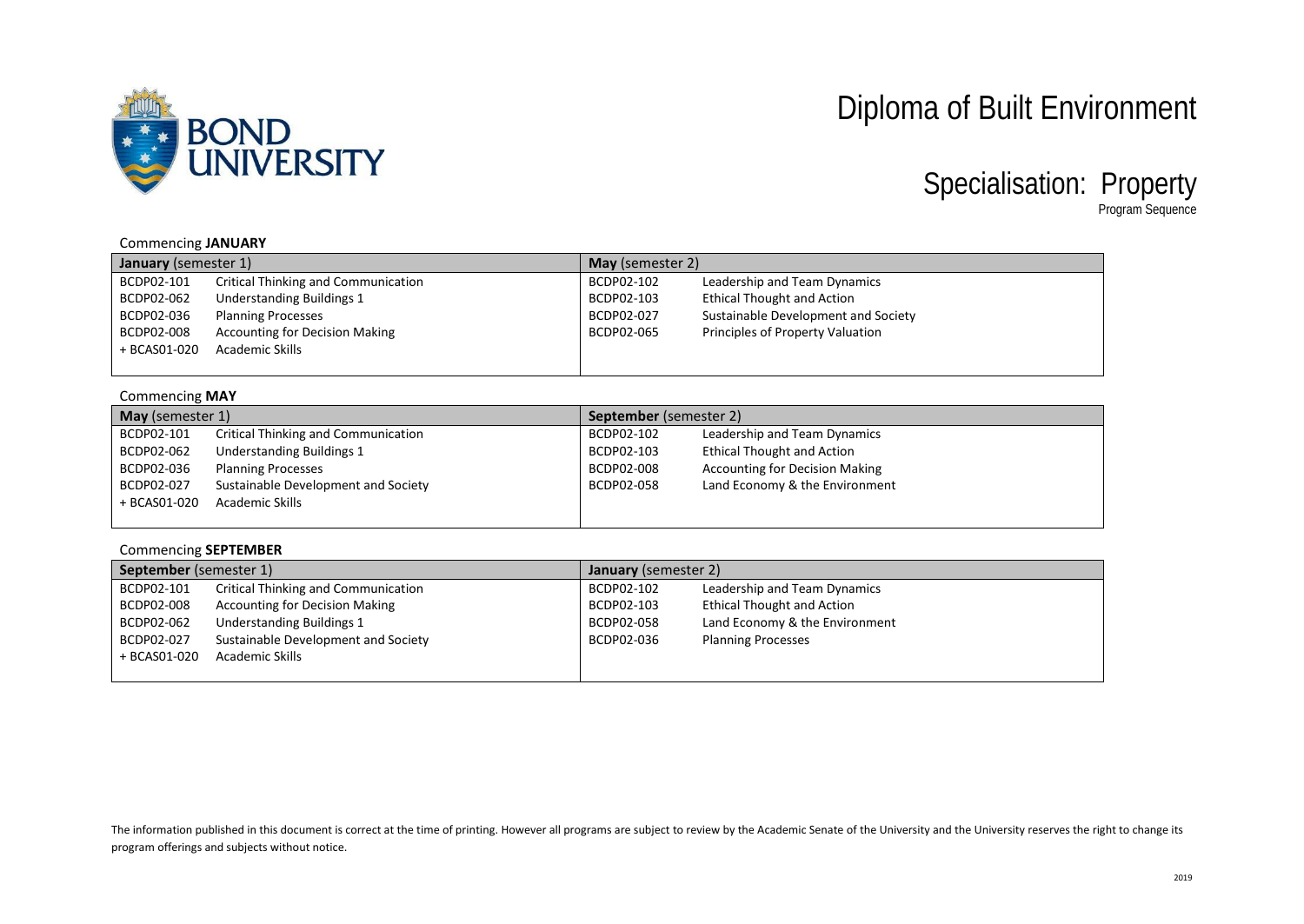# Diploma of Built Environment

## Specialisation: Property

Program Sequence

### Commencing **JANUARY**

| **January** (semester 1) | | **May** (semester 2) | |
|---|---|---|---|
| BCDP02-101 | Critical Thinking and Communication | BCDP02-102 | Leadership and Team Dynamics |
| BCDP02-062 | Understanding Buildings 1 | BCDP02-103 | Ethical Thought and Action |
| BCDP02-036 | Planning Processes | BCDP02-027 | Sustainable Development and Society |
| BCDP02-008 | Accounting for Decision Making | BCDP02-065 | Principles of Property Valuation |
| + BCAS01-020 | Academic Skills | | |

### Commencing **MAY**

| **May** (semester 1) | | **September** (semester 2) | |
|---|---|---|---|
| BCDP02-101 | Critical Thinking and Communication | BCDP02-102 | Leadership and Team Dynamics |
| BCDP02-062 | Understanding Buildings 1 | BCDP02-103 | Ethical Thought and Action |
| BCDP02-036 | Planning Processes | BCDP02-008 | Accounting for Decision Making |
| BCDP02-027 | Sustainable Development and Society | BCDP02-058 | Land Economy & the Environment |
| + BCAS01-020 | Academic Skills | | |

### Commencing **SEPTEMBER**

| **September** (semester 1) | | **January** (semester 2) | |
|---|---|---|---|
| BCDP02-101 | Critical Thinking and Communication | BCDP02-102 | Leadership and Team Dynamics |
| BCDP02-008 | Accounting for Decision Making | BCDP02-103 | Ethical Thought and Action |
| BCDP02-062 | Understanding Buildings 1 | BCDP02-058 | Land Economy & the Environment |
| BCDP02-027 | Sustainable Development and Society | BCDP02-036 | Planning Processes |
| + BCAS01-020 | Academic Skills | | |

The information published in this document is correct at the time of printing. However all programs are subject to review by the Academic Senate of the University and the University reserves the right to change its program offerings and subjects without notice.

2019